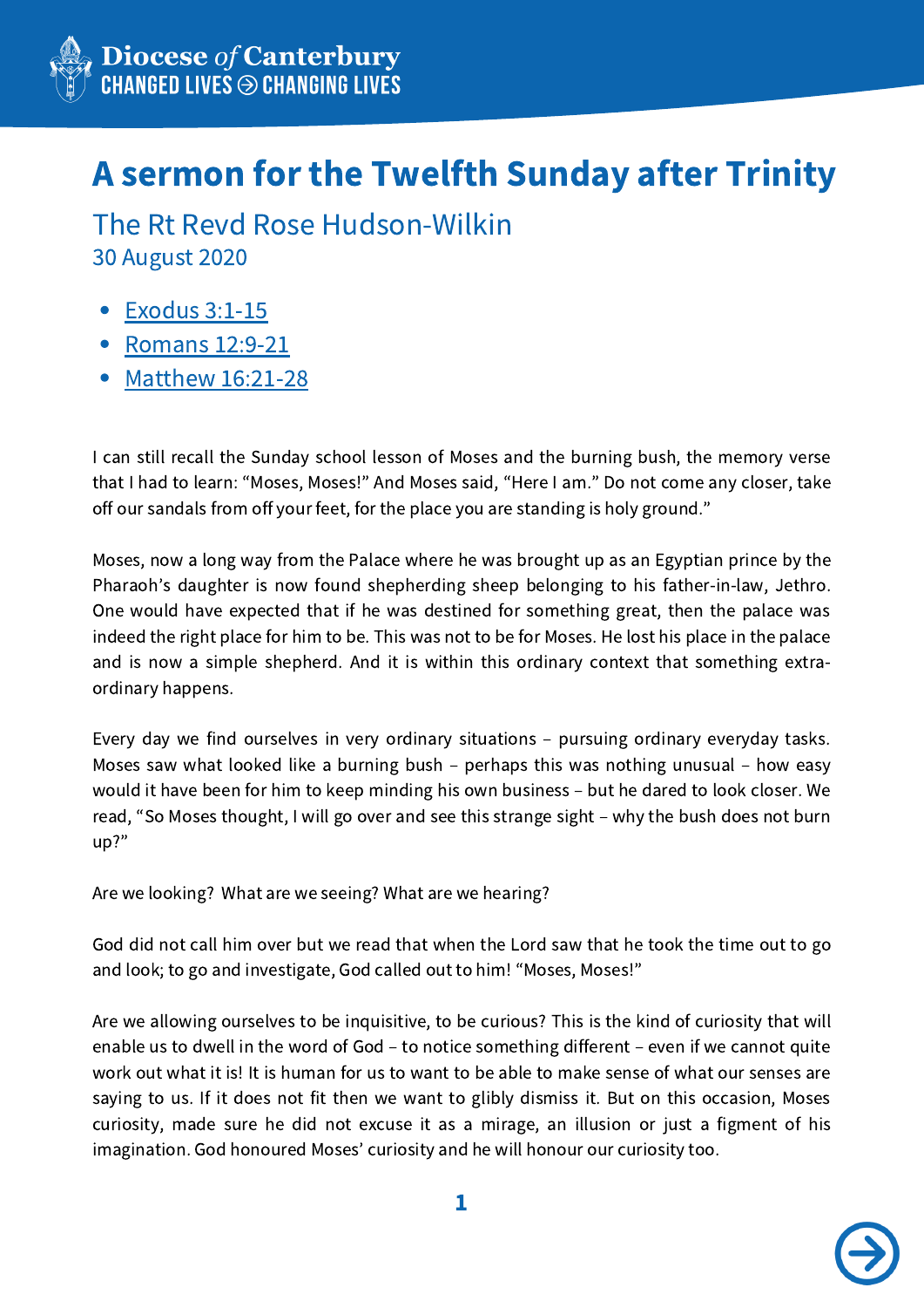# A sermon for the Twelfth Sunday after Trinity

The Rt Revd Rose Hudson-Wilkin

30 August 2020

- Exodus 3:1-15
- Romans 12:9-21
- Matthew 16:21-28

I can still recall the Sunday school lesson of Moses and the burning bush, the memory verse that I had to learn: "Moses, Moses!" And Moses said, "Here I am." Do not come any closer, take off our sandals from off your feet, for the place you are standing is holy ground."

Moses, now a long way from the Palace where he was brought up as an Egyptian prince by the Pharaoh's daughter is now found shepherding sheep belonging to his father-in-law, Jethro. One would have expected that if he was destined for something great, then the palace was indeed the right place for him to be. This was not to be for Moses. He lost his place in the palace and is now a simple shepherd. And it is within this ordinary context that something extra-ordinary happens.

Every day we find ourselves in very ordinary situations – pursuing ordinary everyday tasks. Moses saw what looked like a burning bush – perhaps this was nothing unusual – how easy would it have been for him to keep minding his own business – but he dared to look closer. We read, "So Moses thought, I will go over and see this strange sight – why the bush does not burn up?"

Are we looking? What are we seeing? What are we hearing?

God did not call him over but we read that when the Lord saw that he took the time out to go and look; to go and investigate, God called out to him! "Moses, Moses!"

Are we allowing ourselves to be inquisitive, to be curious? This is the kind of curiosity that will enable us to dwell in the word of God – to notice something different – even if we cannot quite work out what it is! It is human for us to want to be able to make sense of what our senses are saying to us. If it does not fit then we want to glibly dismiss it. But on this occasion, Moses curiosity, made sure he did not excuse it as a mirage, an illusion or just a figment of his imagination. God honoured Moses' curiosity and he will honour our curiosity too.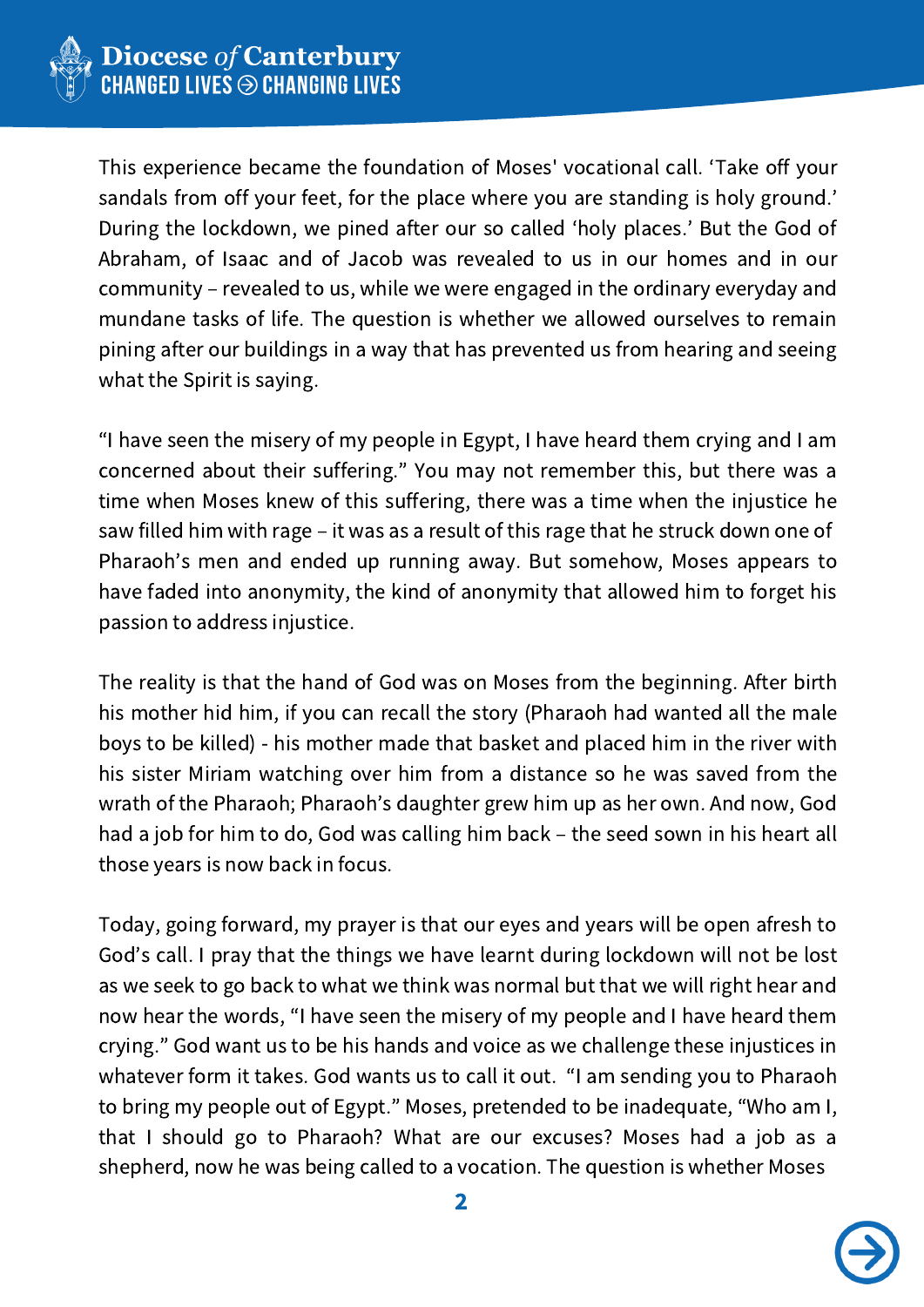This experience became the foundation of Moses' vocational call. 'Take off your sandals from off your feet, for the place where you are standing is holy ground.' During the lockdown, we pined after our so called 'holy places.' But the God of Abraham, of Isaac and of Jacob was revealed to us in our homes and in our community – revealed to us, while we were engaged in the ordinary everyday and mundane tasks of life. The question is whether we allowed ourselves to remain pining after our buildings in a way that has prevented us from hearing and seeing what the Spirit is saying.

"I have seen the misery of my people in Egypt, I have heard them crying and I am concerned about their suffering." You may not remember this, but there was a time when Moses knew of this suffering, there was a time when the injustice he saw filled him with rage – it was as a result of this rage that he struck down one of Pharaoh's men and ended up running away. But somehow, Moses appears to have faded into anonymity, the kind of anonymity that allowed him to forget his passion to address injustice.

The reality is that the hand of God was on Moses from the beginning. After birth his mother hid him, if you can recall the story (Pharaoh had wanted all the male boys to be killed) - his mother made that basket and placed him in the river with his sister Miriam watching over him from a distance so he was saved from the wrath of the Pharaoh; Pharaoh's daughter grew him up as her own. And now, God had a job for him to do, God was calling him back – the seed sown in his heart all those years is now back in focus.

Today, going forward, my prayer is that our eyes and years will be open afresh to God's call. I pray that the things we have learnt during lockdown will not be lost as we seek to go back to what we think was normal but that we will right hear and now hear the words, "I have seen the misery of my people and I have heard them crying." God want us to be his hands and voice as we challenge these injustices in whatever form it takes. God wants us to call it out. "I am sending you to Pharaoh to bring my people out of Egypt." Moses, pretended to be inadequate, "Who am I, that I should go to Pharaoh? What are our excuses? Moses had a job as a shepherd, now he was being called to a vocation. The question is whether Moses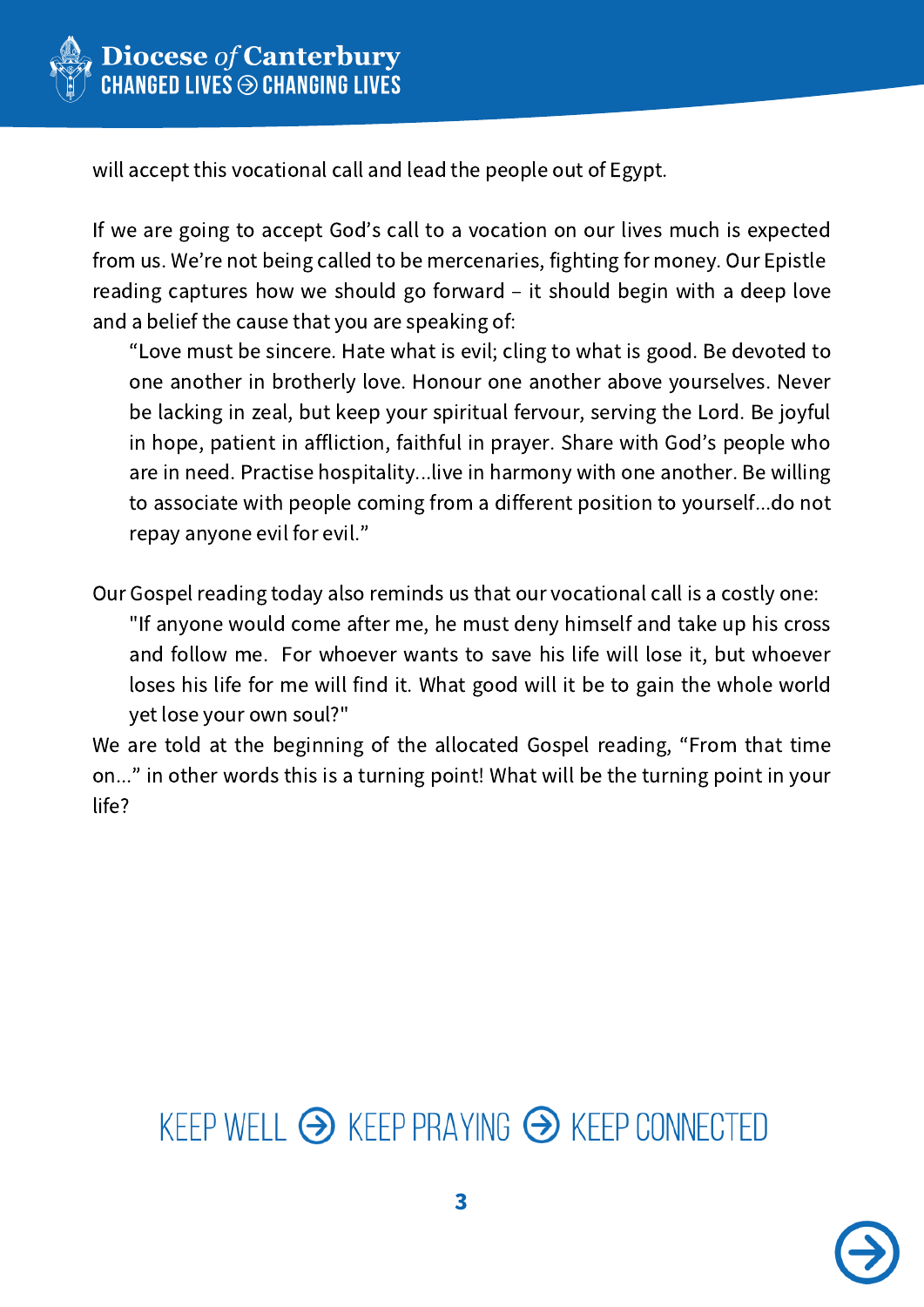will accept this vocational call and lead the people out of Egypt.

If we are going to accept God's call to a vocation on our lives much is expected from us. We're not being called to be mercenaries, fighting for money. Our Epistle reading captures how we should go forward – it should begin with a deep love and a belief the cause that you are speaking of:

> "Love must be sincere. Hate what is evil; cling to what is good. Be devoted to one another in brotherly love. Honour one another above yourselves. Never be lacking in zeal, but keep your spiritual fervour, serving the Lord. Be joyful in hope, patient in affliction, faithful in prayer. Share with God's people who are in need. Practise hospitality...live in harmony with one another. Be willing to associate with people coming from a different position to yourself...do not repay anyone evil for evil."

Our Gospel reading today also reminds us that our vocational call is a costly one:

> "If anyone would come after me, he must deny himself and take up his cross and follow me. For whoever wants to save his life will lose it, but whoever loses his life for me will find it. What good will it be to gain the whole world yet lose your own soul?"

We are told at the beginning of the allocated Gospel reading, "From that time on..." in other words this is a turning point! What will be the turning point in your life?